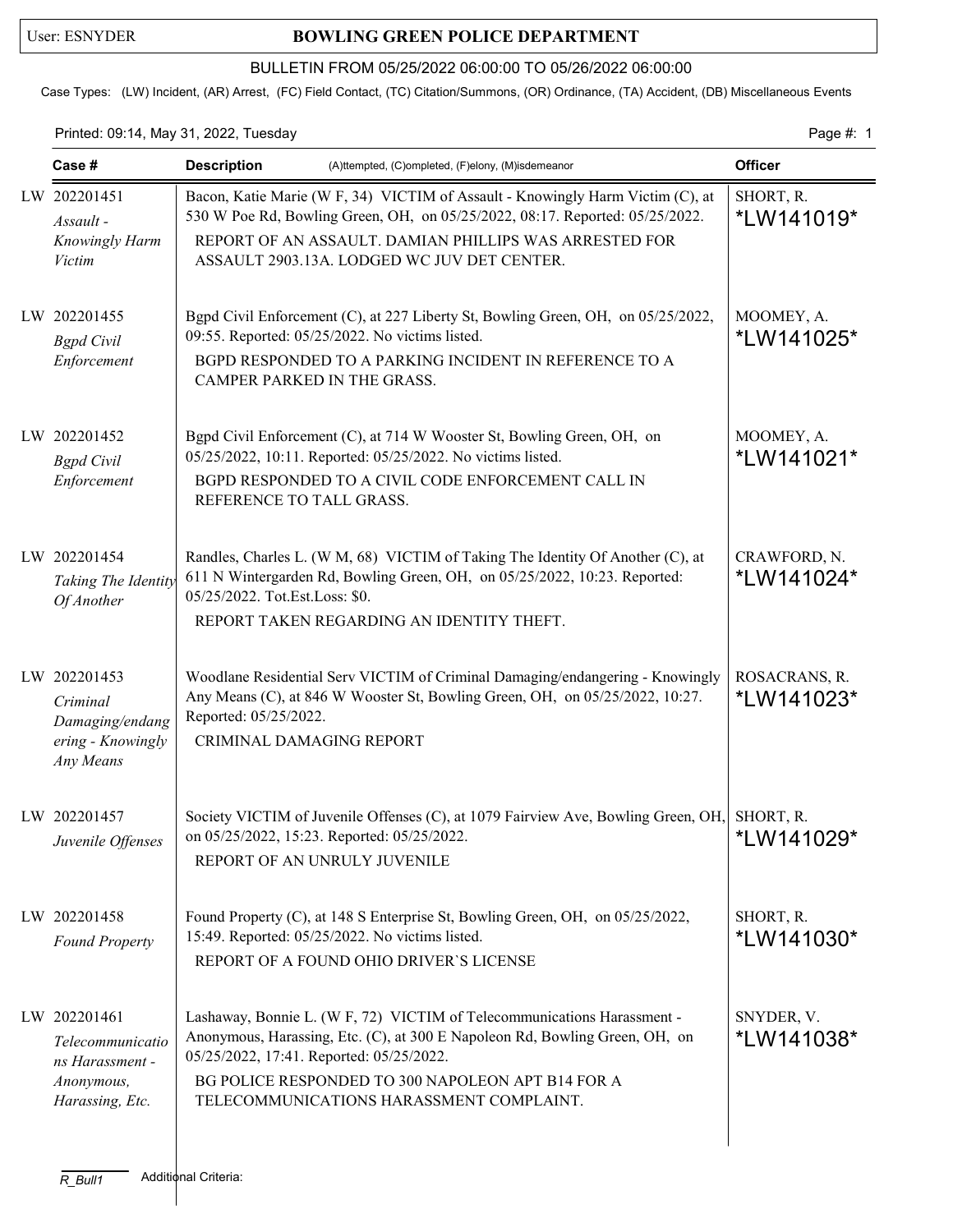User: ESNYDER

# BOWLING GREEN POLICE DEPARTMENT

## BULLETIN FROM 05/25/2022 06:00:00 TO 05/26/2022 06:00:00

Case Types: (LW) Incident, (AR) Arrest, (FC) Field Contact, (TC) Citation/Summons, (OR) Ordinance, (TA) Accident, (DB) Miscellaneous Events

Printed: 09:14, May 31, 2022, Tuesday

| Case # | Description (A)ttempted, (C)ompleted, (F)elony, (M)isdemeanor | Officer |
|---|---|---|
| LW 202201451 *Assault - Knowingly Harm Victim* | Bacon, Katie Marie (W F, 34) VICTIM of Assault - Knowingly Harm Victim (C), at 530 W Poe Rd, Bowling Green, OH, on 05/25/2022, 08:17. Reported: 05/25/2022. REPORT OF AN ASSAULT. DAMIAN PHILLIPS WAS ARRESTED FOR ASSAULT 2903.13A. LODGED WC JUV DET CENTER. | SHORT, R. *LW141019* |
| LW 202201455 *Bgpd Civil Enforcement* | Bgpd Civil Enforcement (C), at 227 Liberty St, Bowling Green, OH, on 05/25/2022, 09:55. Reported: 05/25/2022. No victims listed. BGPD RESPONDED TO A PARKING INCIDENT IN REFERENCE TO A CAMPER PARKED IN THE GRASS. | MOOMEY, A. *LW141025* |
| LW 202201452 *Bgpd Civil Enforcement* | Bgpd Civil Enforcement (C), at 714 W Wooster St, Bowling Green, OH, on 05/25/2022, 10:11. Reported: 05/25/2022. No victims listed. BGPD RESPONDED TO A CIVIL CODE ENFORCEMENT CALL IN REFERENCE TO TALL GRASS. | MOOMEY, A. *LW141021* |
| LW 202201454 *Taking The Identity Of Another* | Randles, Charles L. (W M, 68) VICTIM of Taking The Identity Of Another (C), at 611 N Wintergarden Rd, Bowling Green, OH, on 05/25/2022, 10:23. Reported: 05/25/2022. Tot.Est.Loss: $0. REPORT TAKEN REGARDING AN IDENTITY THEFT. | CRAWFORD, N. *LW141024* |
| LW 202201453 *Criminal Damaging/endangering - Knowingly Any Means* | Woodlane Residential Serv VICTIM of Criminal Damaging/endangering - Knowingly Any Means (C), at 846 W Wooster St, Bowling Green, OH, on 05/25/2022, 10:27. Reported: 05/25/2022. CRIMINAL DAMAGING REPORT | ROSACRANS, R. *LW141023* |
| LW 202201457 *Juvenile Offenses* | Society VICTIM of Juvenile Offenses (C), at 1079 Fairview Ave, Bowling Green, OH, on 05/25/2022, 15:23. Reported: 05/25/2022. REPORT OF AN UNRULY JUVENILE | SHORT, R. *LW141029* |
| LW 202201458 *Found Property* | Found Property (C), at 148 S Enterprise St, Bowling Green, OH, on 05/25/2022, 15:49. Reported: 05/25/2022. No victims listed. REPORT OF A FOUND OHIO DRIVER`S LICENSE | SHORT, R. *LW141030* |
| LW 202201461 *Telecommunications Harassment - Anonymous, Harassing, Etc.* | Lashaway, Bonnie L. (W F, 72) VICTIM of Telecommunications Harassment - Anonymous, Harassing, Etc. (C), at 300 E Napoleon Rd, Bowling Green, OH, on 05/25/2022, 17:41. Reported: 05/25/2022. BG POLICE RESPONDED TO 300 NAPOLEON APT B14 FOR A TELECOMMUNICATIONS HARASSMENT COMPLAINT. | SNYDER, V. *LW141038* |

R_Bull1 Additional Criteria: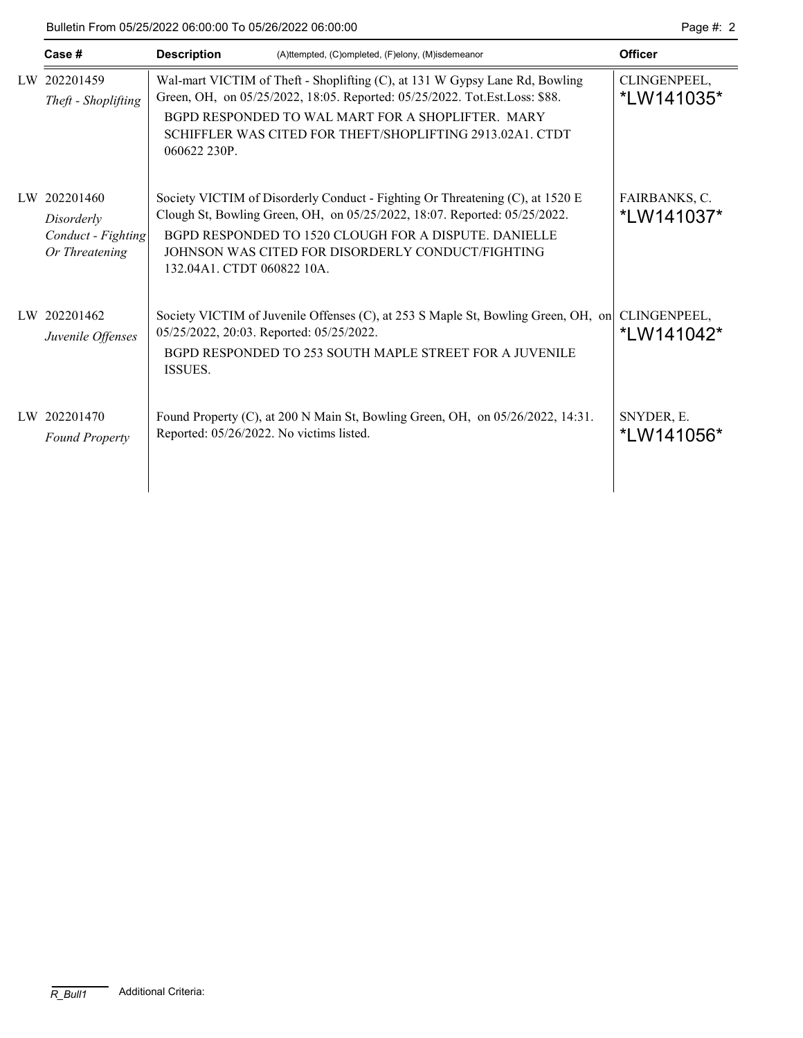| Case # | Description (A)ttempted, (C)ompleted, (F)elony, (M)isdemeanor | Officer |
|---|---|---|
| LW 202201459 *Theft - Shoplifting* | Wal-mart VICTIM of Theft - Shoplifting (C), at 131 W Gypsy Lane Rd, Bowling Green, OH, on 05/25/2022, 18:05. Reported: 05/25/2022. Tot.Est.Loss: $88. BGPD RESPONDED TO WAL MART FOR A SHOPLIFTER. MARY SCHIFFLER WAS CITED FOR THEFT/SHOPLIFTING 2913.02A1. CTDT 060622 230P. | CLINGENPEEL, *LW141035* |
| LW 202201460 *Disorderly Conduct - Fighting Or Threatening* | Society VICTIM of Disorderly Conduct - Fighting Or Threatening (C), at 1520 E Clough St, Bowling Green, OH, on 05/25/2022, 18:07. Reported: 05/25/2022. BGPD RESPONDED TO 1520 CLOUGH FOR A DISPUTE. DANIELLE JOHNSON WAS CITED FOR DISORDERLY CONDUCT/FIGHTING 132.04A1. CTDT 060822 10A. | FAIRBANKS, C. *LW141037* |
| LW 202201462 *Juvenile Offenses* | Society VICTIM of Juvenile Offenses (C), at 253 S Maple St, Bowling Green, OH, on 05/25/2022, 20:03. Reported: 05/25/2022. BGPD RESPONDED TO 253 SOUTH MAPLE STREET FOR A JUVENILE ISSUES. | CLINGENPEEL, *LW141042* |
| LW 202201470 *Found Property* | Found Property (C), at 200 N Main St, Bowling Green, OH, on 05/26/2022, 14:31. Reported: 05/26/2022. No victims listed. | SNYDER, E. *LW141056* |

R_Bull1 Additional Criteria: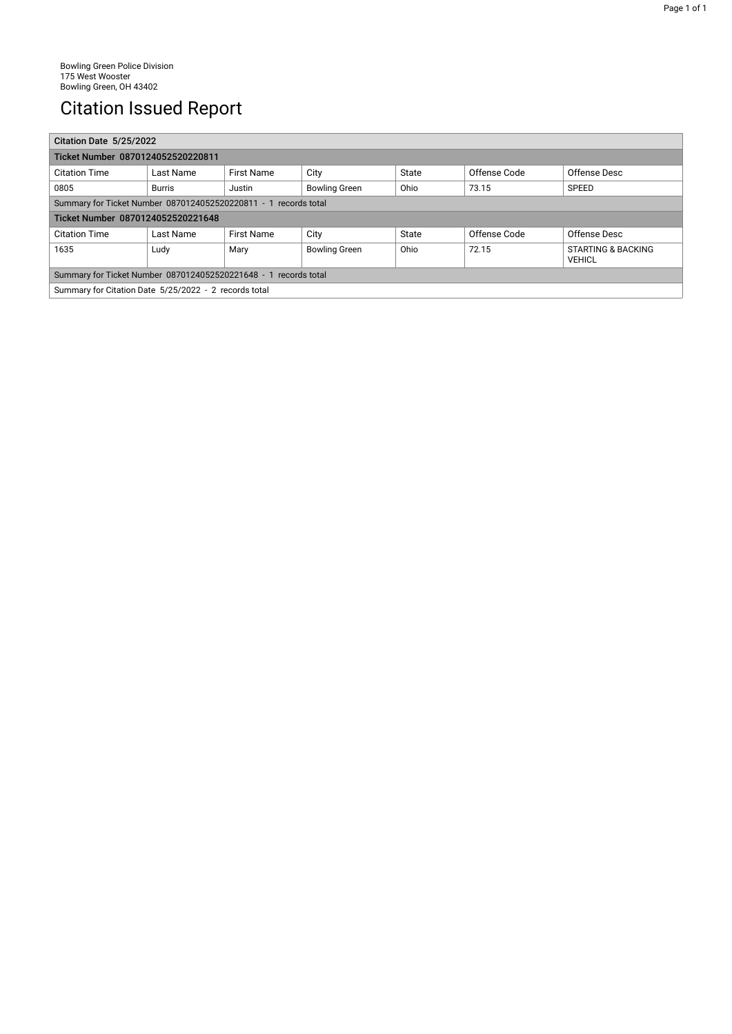Bowling Green Police Division
175 West Wooster
Bowling Green, OH 43402

# Citation Issued Report

| Citation Date 5/25/2022 | | | | | | |
|---|---|---|---|---|---|---|
| **Ticket Number 0870124052520220811** | | | | | | |
| Citation Time | Last Name | First Name | City | State | Offense Code | Offense Desc |
| 0805 | Burris | Justin | Bowling Green | Ohio | 73.15 | SPEED |
| Summary for Ticket Number 0870124052520220811 - 1 records total | | | | | | |
| **Ticket Number 0870124052520221648** | | | | | | |
| Citation Time | Last Name | First Name | City | State | Offense Code | Offense Desc |
| 1635 | Ludy | Mary | Bowling Green | Ohio | 72.15 | STARTING & BACKING VEHICL |
| Summary for Ticket Number 0870124052520221648 - 1 records total | | | | | | |
| Summary for Citation Date 5/25/2022 - 2 records total | | | | | | |